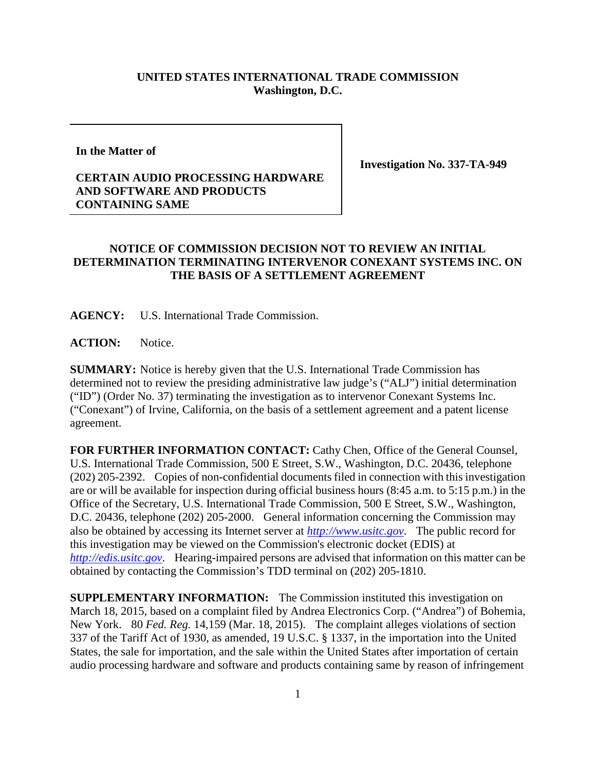**UNITED STATES INTERNATIONAL TRADE COMMISSION**
**Washington, D.C.**

| | |
|---|---|
| **In the Matter of**<br><br>**CERTAIN AUDIO PROCESSING HARDWARE AND SOFTWARE AND PRODUCTS CONTAINING SAME** | **Investigation No. 337-TA-949** |

**NOTICE OF COMMISSION DECISION NOT TO REVIEW AN INITIAL DETERMINATION TERMINATING INTERVENOR CONEXANT SYSTEMS INC. ON THE BASIS OF A SETTLEMENT AGREEMENT**

**AGENCY:** U.S. International Trade Commission.

**ACTION:** Notice.

**SUMMARY:** Notice is hereby given that the U.S. International Trade Commission has determined not to review the presiding administrative law judge's ("ALJ") initial determination ("ID") (Order No. 37) terminating the investigation as to intervenor Conexant Systems Inc. ("Conexant") of Irvine, California, on the basis of a settlement agreement and a patent license agreement.

**FOR FURTHER INFORMATION CONTACT:** Cathy Chen, Office of the General Counsel, U.S. International Trade Commission, 500 E Street, S.W., Washington, D.C. 20436, telephone (202) 205-2392. Copies of non-confidential documents filed in connection with this investigation are or will be available for inspection during official business hours (8:45 a.m. to 5:15 p.m.) in the Office of the Secretary, U.S. International Trade Commission, 500 E Street, S.W., Washington, D.C. 20436, telephone (202) 205-2000. General information concerning the Commission may also be obtained by accessing its Internet server at *http://www.usitc.gov*. The public record for this investigation may be viewed on the Commission's electronic docket (EDIS) at *http://edis.usitc.gov*. Hearing-impaired persons are advised that information on this matter can be obtained by contacting the Commission's TDD terminal on (202) 205-1810.

**SUPPLEMENTARY INFORMATION:** The Commission instituted this investigation on March 18, 2015, based on a complaint filed by Andrea Electronics Corp. ("Andrea") of Bohemia, New York. 80 *Fed. Reg.* 14,159 (Mar. 18, 2015). The complaint alleges violations of section 337 of the Tariff Act of 1930, as amended, 19 U.S.C. § 1337, in the importation into the United States, the sale for importation, and the sale within the United States after importation of certain audio processing hardware and software and products containing same by reason of infringement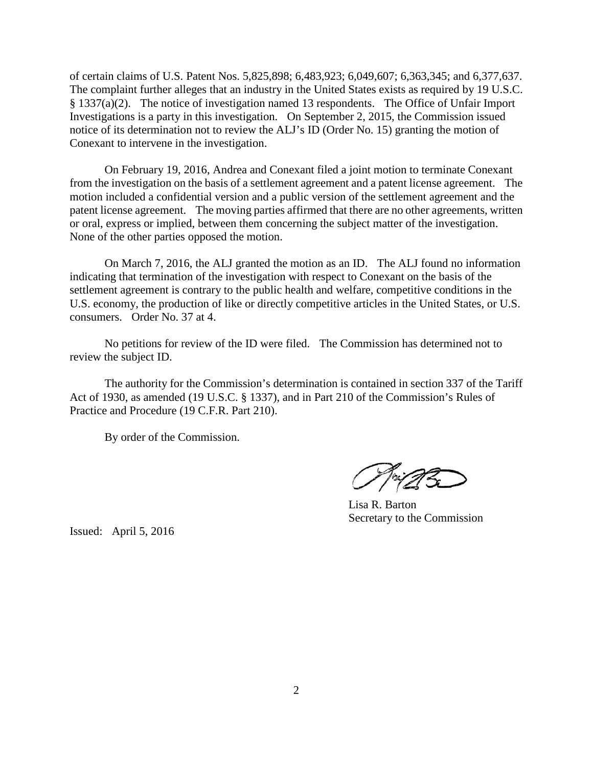of certain claims of U.S. Patent Nos. 5,825,898; 6,483,923; 6,049,607; 6,363,345; and 6,377,637. The complaint further alleges that an industry in the United States exists as required by 19 U.S.C. § 1337(a)(2). The notice of investigation named 13 respondents. The Office of Unfair Import Investigations is a party in this investigation. On September 2, 2015, the Commission issued notice of its determination not to review the ALJ's ID (Order No. 15) granting the motion of Conexant to intervene in the investigation.

On February 19, 2016, Andrea and Conexant filed a joint motion to terminate Conexant from the investigation on the basis of a settlement agreement and a patent license agreement. The motion included a confidential version and a public version of the settlement agreement and the patent license agreement. The moving parties affirmed that there are no other agreements, written or oral, express or implied, between them concerning the subject matter of the investigation. None of the other parties opposed the motion.

On March 7, 2016, the ALJ granted the motion as an ID. The ALJ found no information indicating that termination of the investigation with respect to Conexant on the basis of the settlement agreement is contrary to the public health and welfare, competitive conditions in the U.S. economy, the production of like or directly competitive articles in the United States, or U.S. consumers. Order No. 37 at 4.

No petitions for review of the ID were filed. The Commission has determined not to review the subject ID.

The authority for the Commission's determination is contained in section 337 of the Tariff Act of 1930, as amended (19 U.S.C. § 1337), and in Part 210 of the Commission's Rules of Practice and Procedure (19 C.F.R. Part 210).

By order of the Commission.

Lisa R. Barton
Secretary to the Commission

Issued: April 5, 2016